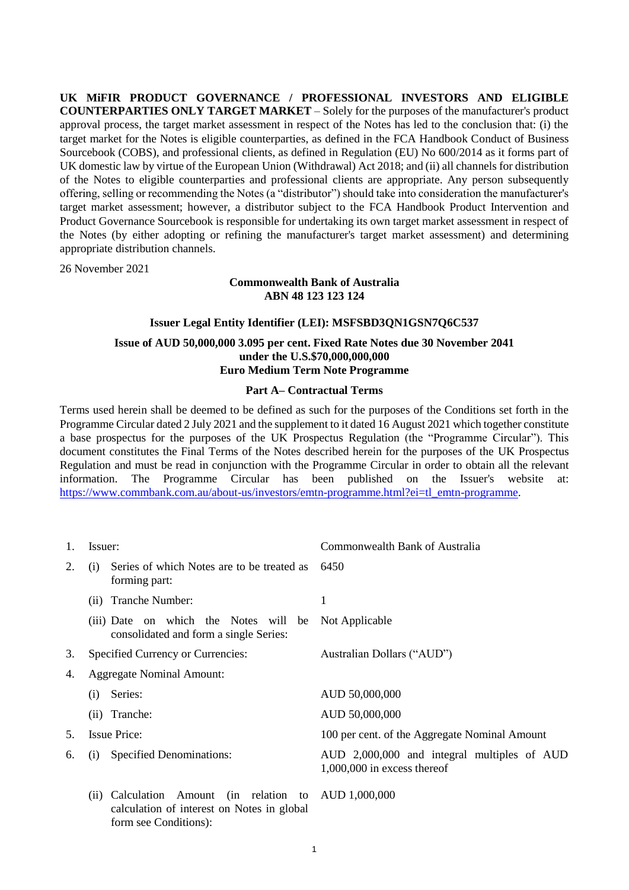**UK MiFIR PRODUCT GOVERNANCE / PROFESSIONAL INVESTORS AND ELIGIBLE COUNTERPARTIES ONLY TARGET MARKET** – Solely for the purposes of the manufacturer's product approval process, the target market assessment in respect of the Notes has led to the conclusion that: (i) the target market for the Notes is eligible counterparties, as defined in the FCA Handbook Conduct of Business Sourcebook (COBS), and professional clients, as defined in Regulation (EU) No 600/2014 as it forms part of UK domestic law by virtue of the European Union (Withdrawal) Act 2018; and (ii) all channels for distribution of the Notes to eligible counterparties and professional clients are appropriate. Any person subsequently offering, selling or recommending the Notes (a "distributor") should take into consideration the manufacturer's target market assessment; however, a distributor subject to the FCA Handbook Product Intervention and Product Governance Sourcebook is responsible for undertaking its own target market assessment in respect of the Notes (by either adopting or refining the manufacturer's target market assessment) and determining appropriate distribution channels.

26 November 2021

**Commonwealth Bank of Australia**
**ABN 48 123 123 124**

**Issuer Legal Entity Identifier (LEI): MSFSBD3QN1GSN7Q6C537**

**Issue of AUD 50,000,000 3.095 per cent. Fixed Rate Notes due 30 November 2041**
**under the U.S.$70,000,000,000**
**Euro Medium Term Note Programme**

**Part A– Contractual Terms**

Terms used herein shall be deemed to be defined as such for the purposes of the Conditions set forth in the Programme Circular dated 2 July 2021 and the supplement to it dated 16 August 2021 which together constitute a base prospectus for the purposes of the UK Prospectus Regulation (the "Programme Circular"). This document constitutes the Final Terms of the Notes described herein for the purposes of the UK Prospectus Regulation and must be read in conjunction with the Programme Circular in order to obtain all the relevant information. The Programme Circular has been published on the Issuer's website at: https://www.commbank.com.au/about-us/investors/emtn-programme.html?ei=tl_emtn-programme.

| | | |
|---|---|---|
| 1. | Issuer: | Commonwealth Bank of Australia |
| 2. | (i) Series of which Notes are to be treated as forming part: | 6450 |
| | (ii) Tranche Number: | 1 |
| | (iii) Date on which the Notes will be consolidated and form a single Series: | Not Applicable |
| 3. | Specified Currency or Currencies: | Australian Dollars ("AUD") |
| 4. | Aggregate Nominal Amount: | |
| | (i) Series: | AUD 50,000,000 |
| | (ii) Tranche: | AUD 50,000,000 |
| 5. | Issue Price: | 100 per cent. of the Aggregate Nominal Amount |
| 6. | (i) Specified Denominations: | AUD 2,000,000 and integral multiples of AUD 1,000,000 in excess thereof |
| | (ii) Calculation Amount (in relation to calculation of interest on Notes in global form see Conditions): | AUD 1,000,000 |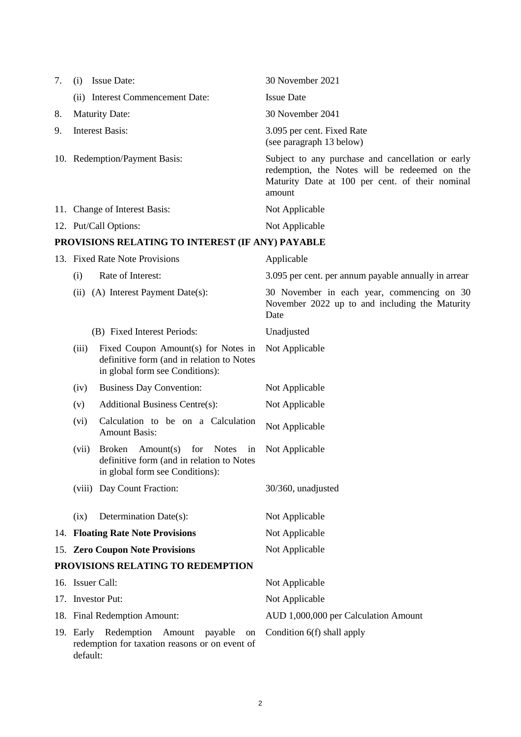| | | |
|---|---|---|
| 7. | (i) Issue Date: | 30 November 2021 |
| | (ii) Interest Commencement Date: | Issue Date |
| 8. | Maturity Date: | 30 November 2041 |
| 9. | Interest Basis: | 3.095 per cent. Fixed Rate (see paragraph 13 below) |
| 10. | Redemption/Payment Basis: | Subject to any purchase and cancellation or early redemption, the Notes will be redeemed on the Maturity Date at 100 per cent. of their nominal amount |
| 11. | Change of Interest Basis: | Not Applicable |
| 12. | Put/Call Options: | Not Applicable |

**PROVISIONS RELATING TO INTEREST (IF ANY) PAYABLE**

| | | |
|---|---|---|
| 13. | Fixed Rate Note Provisions | Applicable |
| | (i) Rate of Interest: | 3.095 per cent. per annum payable annually in arrear |
| | (ii) (A) Interest Payment Date(s): | 30 November in each year, commencing on 30 November 2022 up to and including the Maturity Date |
| | (B) Fixed Interest Periods: | Unadjusted |
| | (iii) Fixed Coupon Amount(s) for Notes in definitive form (and in relation to Notes in global form see Conditions): | Not Applicable |
| | (iv) Business Day Convention: | Not Applicable |
| | (v) Additional Business Centre(s): | Not Applicable |
| | (vi) Calculation to be on a Calculation Amount Basis: | Not Applicable |
| | (vii) Broken Amount(s) for Notes in definitive form (and in relation to Notes in global form see Conditions): | Not Applicable |
| | (viii) Day Count Fraction: | 30/360, unadjusted |
| | (ix) Determination Date(s): | Not Applicable |
| 14. | **Floating Rate Note Provisions** | Not Applicable |
| 15. | **Zero Coupon Note Provisions** | Not Applicable |

**PROVISIONS RELATING TO REDEMPTION**

| | | |
|---|---|---|
| 16. | Issuer Call: | Not Applicable |
| 17. | Investor Put: | Not Applicable |
| 18. | Final Redemption Amount: | AUD 1,000,000 per Calculation Amount |
| 19. | Early Redemption Amount payable on redemption for taxation reasons or on event of default: | Condition 6(f) shall apply |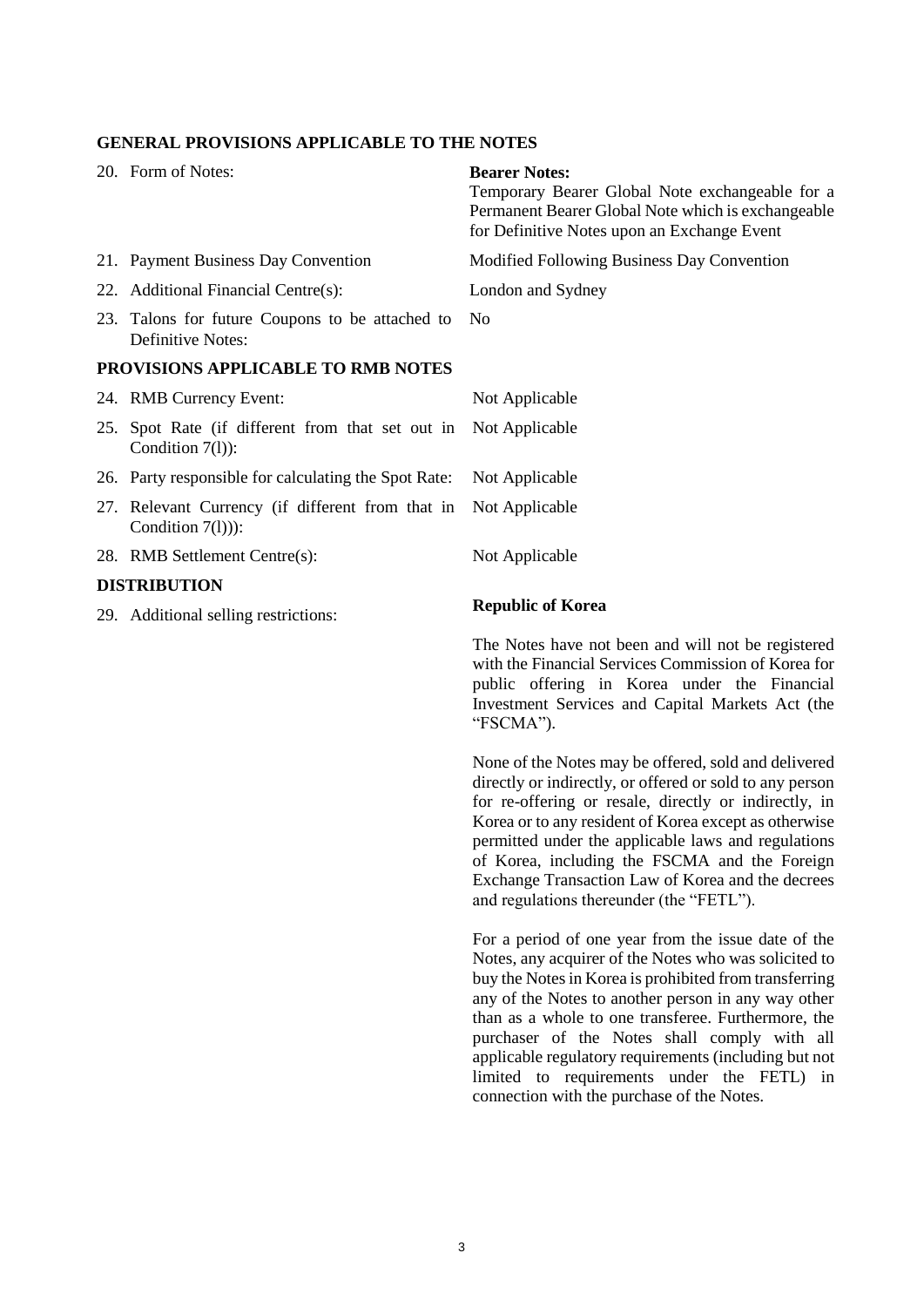## GENERAL PROVISIONS APPLICABLE TO THE NOTES

| | | |
|---|---|---|
| 20. | Form of Notes: | **Bearer Notes:** Temporary Bearer Global Note exchangeable for a Permanent Bearer Global Note which is exchangeable for Definitive Notes upon an Exchange Event |
| 21. | Payment Business Day Convention | Modified Following Business Day Convention |
| 22. | Additional Financial Centre(s): | London and Sydney |
| 23. | Talons for future Coupons to be attached to Definitive Notes: | No |

## PROVISIONS APPLICABLE TO RMB NOTES

| | | |
|---|---|---|
| 24. | RMB Currency Event: | Not Applicable |
| 25. | Spot Rate (if different from that set out in Condition 7(l)): | Not Applicable |
| 26. | Party responsible for calculating the Spot Rate: | Not Applicable |
| 27. | Relevant Currency (if different from that in Condition 7(l))): | Not Applicable |
| 28. | RMB Settlement Centre(s): | Not Applicable |

## DISTRIBUTION

29. Additional selling restrictions:

**Republic of Korea**

The Notes have not been and will not be registered with the Financial Services Commission of Korea for public offering in Korea under the Financial Investment Services and Capital Markets Act (the "FSCMA").

None of the Notes may be offered, sold and delivered directly or indirectly, or offered or sold to any person for re-offering or resale, directly or indirectly, in Korea or to any resident of Korea except as otherwise permitted under the applicable laws and regulations of Korea, including the FSCMA and the Foreign Exchange Transaction Law of Korea and the decrees and regulations thereunder (the "FETL").

For a period of one year from the issue date of the Notes, any acquirer of the Notes who was solicited to buy the Notes in Korea is prohibited from transferring any of the Notes to another person in any way other than as a whole to one transferee. Furthermore, the purchaser of the Notes shall comply with all applicable regulatory requirements (including but not limited to requirements under the FETL) in connection with the purchase of the Notes.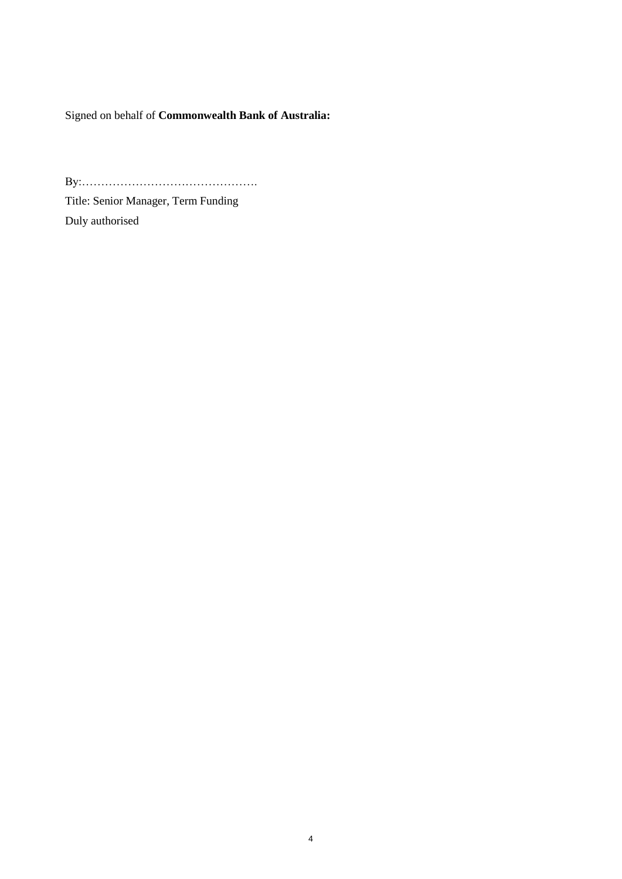Signed on behalf of **Commonwealth Bank of Australia:**

By:……………………………………….

Title: Senior Manager, Term Funding

Duly authorised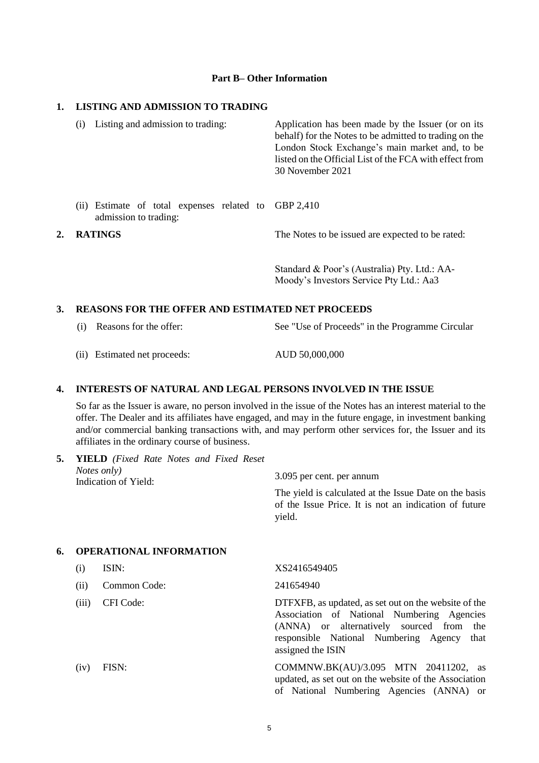## Part B– Other Information

### 1. LISTING AND ADMISSION TO TRADING

| | |
|---|---|
| (i) Listing and admission to trading: | Application has been made by the Issuer (or on its behalf) for the Notes to be admitted to trading on the London Stock Exchange's main market and, to be listed on the Official List of the FCA with effect from 30 November 2021 |
| (ii) Estimate of total expenses related to admission to trading: | GBP 2,410 |

### 2. RATINGS

The Notes to be issued are expected to be rated:

Standard & Poor's (Australia) Pty. Ltd.: AA-
Moody's Investors Service Pty Ltd.: Aa3

### 3. REASONS FOR THE OFFER AND ESTIMATED NET PROCEEDS

| | |
|---|---|
| (i) Reasons for the offer: | See "Use of Proceeds" in the Programme Circular |
| (ii) Estimated net proceeds: | AUD 50,000,000 |

### 4. INTERESTS OF NATURAL AND LEGAL PERSONS INVOLVED IN THE ISSUE

So far as the Issuer is aware, no person involved in the issue of the Notes has an interest material to the offer. The Dealer and its affiliates have engaged, and may in the future engage, in investment banking and/or commercial banking transactions with, and may perform other services for, the Issuer and its affiliates in the ordinary course of business.

### 5. YIELD *(Fixed Rate Notes and Fixed Reset Notes only)*

| | |
|---|---|
| Indication of Yield: | 3.095 per cent. per annum<br><br>The yield is calculated at the Issue Date on the basis of the Issue Price. It is not an indication of future yield. |

### 6. OPERATIONAL INFORMATION

| | | |
|---|---|---|
| (i) | ISIN: | XS2416549405 |
| (ii) | Common Code: | 241654940 |
| (iii) | CFI Code: | DTFXFB, as updated, as set out on the website of the Association of National Numbering Agencies (ANNA) or alternatively sourced from the responsible National Numbering Agency that assigned the ISIN |
| (iv) | FISN: | COMMNW.BK(AU)/3.095 MTN 20411202, as updated, as set out on the website of the Association of National Numbering Agencies (ANNA) or |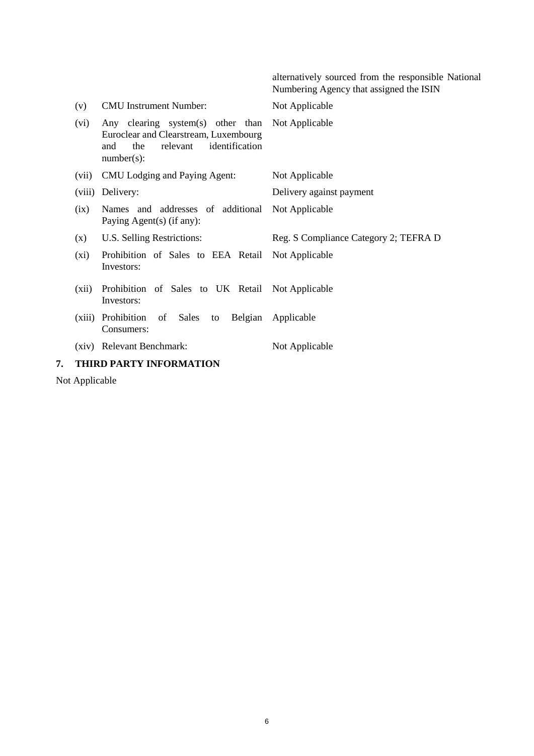| | | |
|---|---|---|
| | | alternatively sourced from the responsible National Numbering Agency that assigned the ISIN |
| (v) | CMU Instrument Number: | Not Applicable |
| (vi) | Any clearing system(s) other than Euroclear and Clearstream, Luxembourg and the relevant identification number(s): | Not Applicable |
| (vii) | CMU Lodging and Paying Agent: | Not Applicable |
| (viii) | Delivery: | Delivery against payment |
| (ix) | Names and addresses of additional Paying Agent(s) (if any): | Not Applicable |
| (x) | U.S. Selling Restrictions: | Reg. S Compliance Category 2; TEFRA D |
| (xi) | Prohibition of Sales to EEA Retail Investors: | Not Applicable |
| (xii) | Prohibition of Sales to UK Retail Investors: | Not Applicable |
| (xiii) | Prohibition of Sales to Belgian Consumers: | Applicable |
| (xiv) | Relevant Benchmark: | Not Applicable |

## 7. THIRD PARTY INFORMATION

Not Applicable